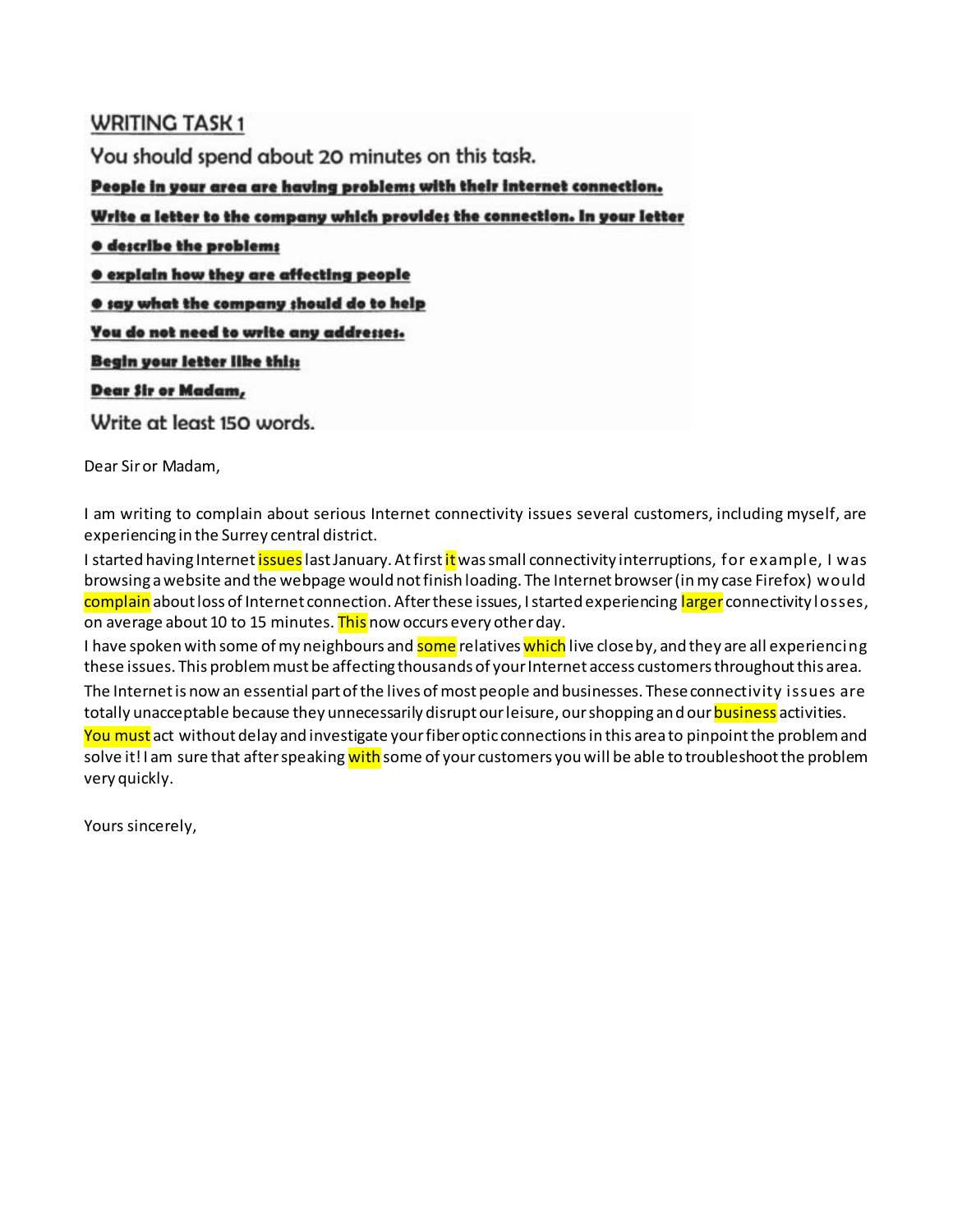## WRITING TASK 1

You should spend about 20 minutes on this task.

**People in your area are having problems with their Internet connection.**

**Write a letter to the company which provides the connection. In your letter**

- **describe the problems**
- **explain how they are affecting people**
- **say what the company should do to help**

**You do not need to write any addresses.**

**Begin your letter like this:**

**Dear Sir or Madam,**

Write at least 150 words.

Dear Sir or Madam,

I am writing to complain about serious Internet connectivity issues several customers, including myself, are experiencing in the Surrey central district.

I started having Internet issues last January. At first it was small connectivity interruptions, for example, I was browsing a website and the webpage would not finish loading. The Internet browser (in my case Firefox) would complain about loss of Internet connection. After these issues, I started experiencing larger connectivity losses, on average about 10 to 15 minutes. This now occurs every other day.

I have spoken with some of my neighbours and some relatives which live close by, and they are all experiencing these issues. This problem must be affecting thousands of your Internet access customers throughout this area.

The Internet is now an essential part of the lives of most people and businesses. These connectivity issues are totally unacceptable because they unnecessarily disrupt our leisure, our shopping and our business activities.

You must act without delay and investigate your fiber optic connections in this area to pinpoint the problem and solve it! I am sure that after speaking with some of your customers you will be able to troubleshoot the problem very quickly.

Yours sincerely,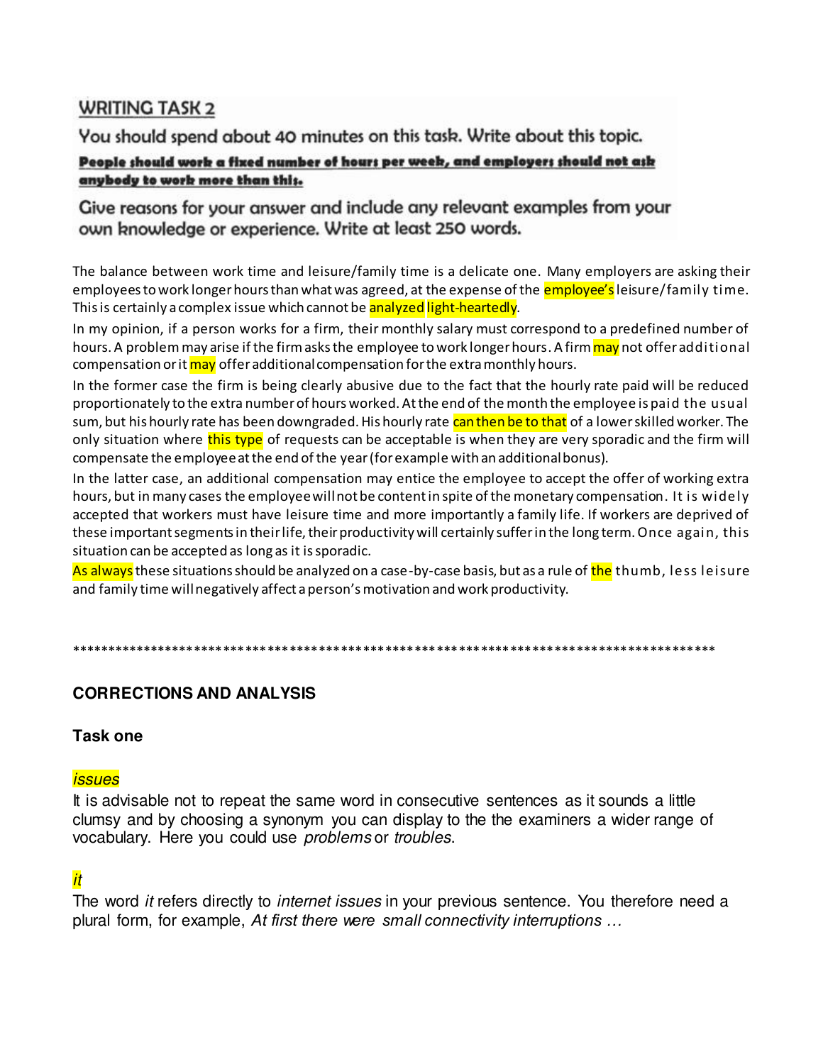## WRITING TASK 2

You should spend about 40 minutes on this task. Write about this topic.

**People should work a fixed number of hours per week, and employers should not ask anybody to work more than this.**

Give reasons for your answer and include any relevant examples from your own knowledge or experience. Write at least 250 words.

The balance between work time and leisure/family time is a delicate one. Many employers are asking their employees to work longer hours than what was agreed, at the expense of the employee's leisure/family time. This is certainly a complex issue which cannot be analyzed light-heartedly.

In my opinion, if a person works for a firm, their monthly salary must correspond to a predefined number of hours. A problem may arise if the firm asks the employee to work longer hours. A firm may not offer additional compensation or it may offer additional compensation for the extra monthly hours.

In the former case the firm is being clearly abusive due to the fact that the hourly rate paid will be reduced proportionately to the extra number of hours worked. At the end of the month the employee is paid the usual sum, but his hourly rate has been downgraded. His hourly rate can then be to that of a lower skilled worker. The only situation where this type of requests can be acceptable is when they are very sporadic and the firm will compensate the employee at the end of the year (for example with an additional bonus).

In the latter case, an additional compensation may entice the employee to accept the offer of working extra hours, but in many cases the employee will not be content in spite of the monetary compensation. It is widely accepted that workers must have leisure time and more importantly a family life. If workers are deprived of these important segments in their life, their productivity will certainly suffer in the long term. Once again, this situation can be accepted as long as it is sporadic.

As always these situations should be analyzed on a case-by-case basis, but as a rule of the thumb, less leisure and family time will negatively affect a person's motivation and work productivity.

***************************************************************************************************

### CORRECTIONS AND ANALYSIS

#### Task one

*issues*

It is advisable not to repeat the same word in consecutive sentences as it sounds a little clumsy and by choosing a synonym you can display to the the examiners a wider range of vocabulary. Here you could use *problems* or *troubles*.

*it*

The word *it* refers directly to *internet issues* in your previous sentence. You therefore need a plural form, for example, *At first there were small connectivity interruptions …*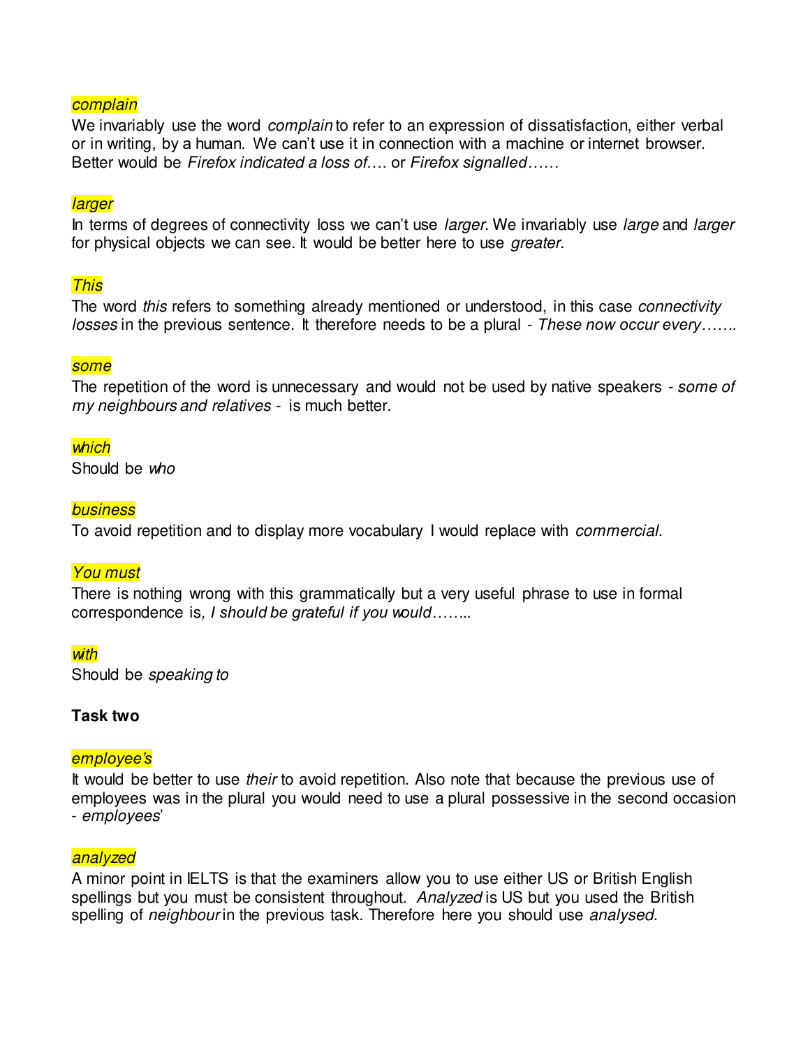*complain*

We invariably use the word *complain* to refer to an expression of dissatisfaction, either verbal or in writing, by a human. We can't use it in connection with a machine or internet browser. Better would be *Firefox indicated a loss of*…. or *Firefox signalled*……

*larger*

In terms of degrees of connectivity loss we can't use *larger*. We invariably use *large* and *larger* for physical objects we can see. It would be better here to use *greater*.

*This*

The word *this* refers to something already mentioned or understood, in this case *connectivity losses* in the previous sentence. It therefore needs to be a plural - *These now occur every*…….

*some*

The repetition of the word is unnecessary and would not be used by native speakers - *some of my neighbours and relatives* - is much better.

*which*

Should be *who*

*business*

To avoid repetition and to display more vocabulary I would replace with *commercial*.

*You must*

There is nothing wrong with this grammatically but a very useful phrase to use in formal correspondence is, *I should be grateful if you would*……..

*with*

Should be *speaking to*

**Task two**

*employee's*

It would be better to use *their* to avoid repetition. Also note that because the previous use of employees was in the plural you would need to use a plural possessive in the second occasion - *employees*'

*analyzed*

A minor point in IELTS is that the examiners allow you to use either US or British English spellings but you must be consistent throughout. *Analyzed* is US but you used the British spelling of *neighbour* in the previous task. Therefore here you should use *analysed*.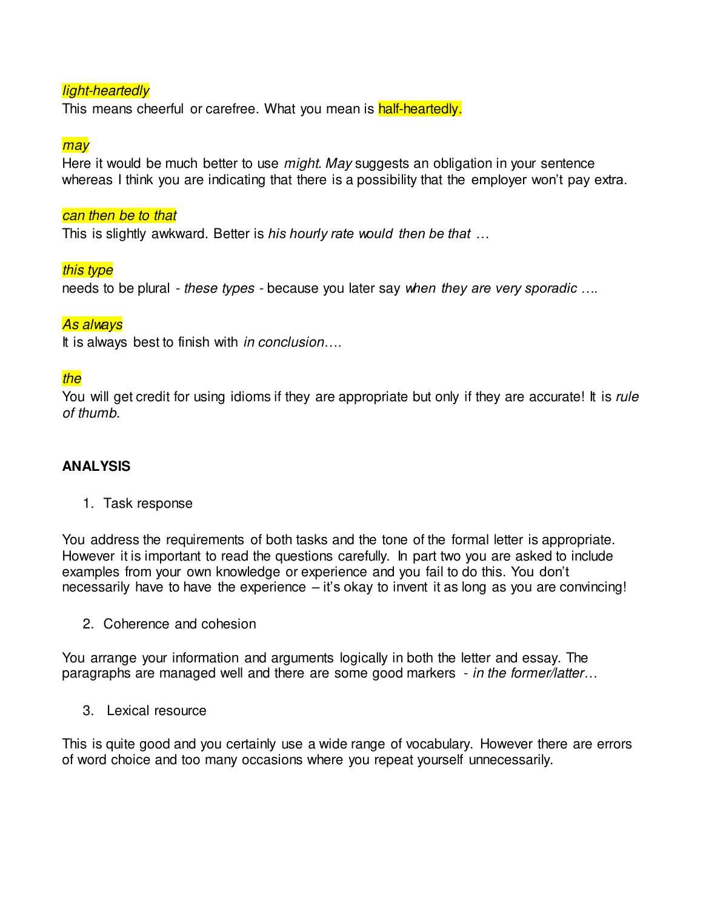*light-heartedly*
This means cheerful or carefree. What you mean is half-heartedly.

*may*
Here it would be much better to use *might*. *May* suggests an obligation in your sentence whereas I think you are indicating that there is a possibility that the employer won't pay extra.

*can then be to that*
This is slightly awkward. Better is *his hourly rate would then be that …*

*this type*
needs to be plural - *these types* - because you later say *when they are very sporadic ….*

*As always*
It is always best to finish with *in conclusion*….

*the*
You will get credit for using idioms if they are appropriate but only if they are accurate! It is *rule of thumb.*

**ANALYSIS**

1. Task response

You address the requirements of both tasks and the tone of the formal letter is appropriate. However it is important to read the questions carefully. In part two you are asked to include examples from your own knowledge or experience and you fail to do this. You don't necessarily have to have the experience – it's okay to invent it as long as you are convincing!

2. Coherence and cohesion

You arrange your information and arguments logically in both the letter and essay. The paragraphs are managed well and there are some good markers - *in the former/latter…*

3. Lexical resource

This is quite good and you certainly use a wide range of vocabulary. However there are errors of word choice and too many occasions where you repeat yourself unnecessarily.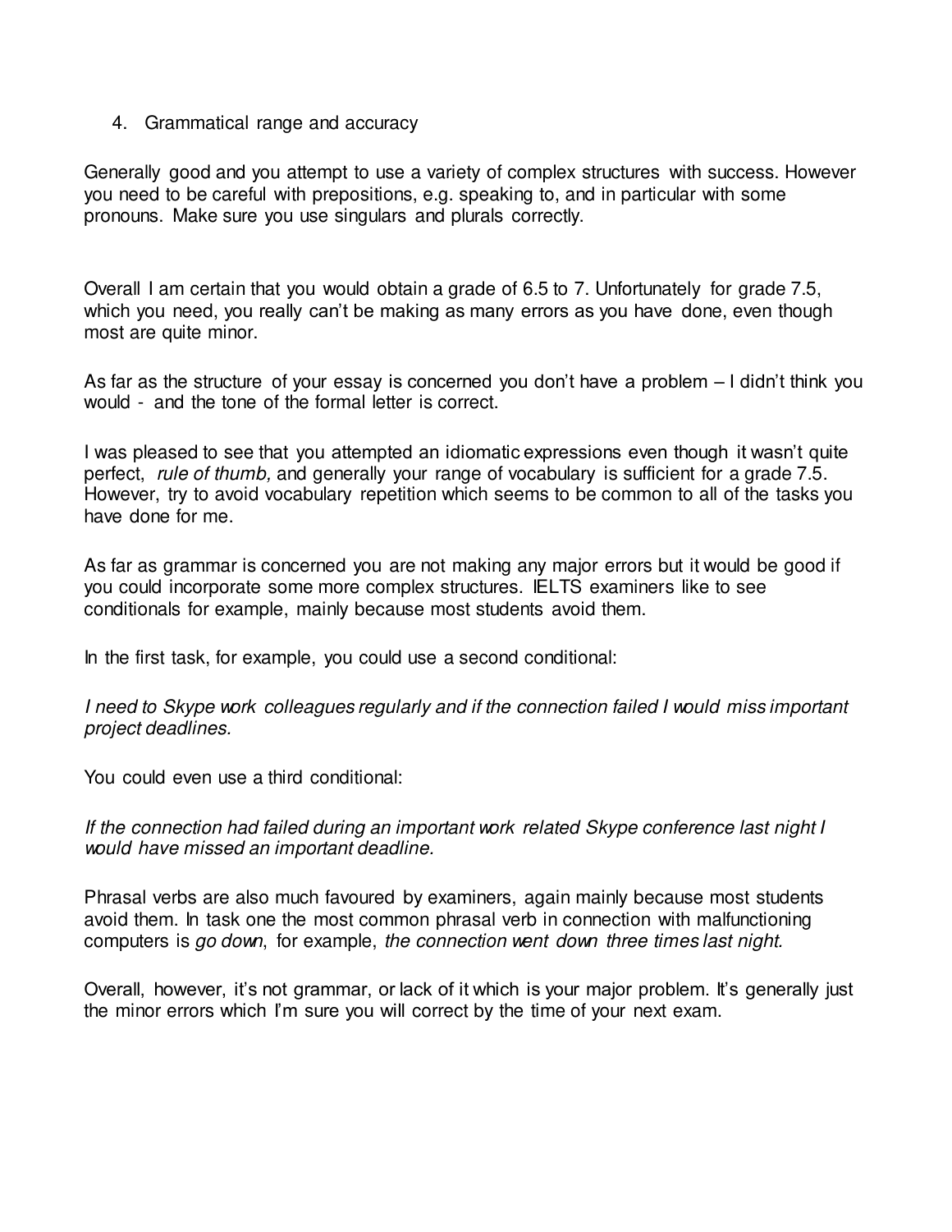4. Grammatical range and accuracy

Generally good and you attempt to use a variety of complex structures with success. However you need to be careful with prepositions, e.g. speaking to, and in particular with some pronouns. Make sure you use singulars and plurals correctly.

Overall I am certain that you would obtain a grade of 6.5 to 7. Unfortunately for grade 7.5, which you need, you really can't be making as many errors as you have done, even though most are quite minor.

As far as the structure of your essay is concerned you don't have a problem – I didn't think you would - and the tone of the formal letter is correct.

I was pleased to see that you attempted an idiomatic expressions even though it wasn't quite perfect, *rule of thumb,* and generally your range of vocabulary is sufficient for a grade 7.5. However, try to avoid vocabulary repetition which seems to be common to all of the tasks you have done for me.

As far as grammar is concerned you are not making any major errors but it would be good if you could incorporate some more complex structures. IELTS examiners like to see conditionals for example, mainly because most students avoid them.

In the first task, for example, you could use a second conditional:

*I need to Skype work colleagues regularly and if the connection failed I would miss important project deadlines.*

You could even use a third conditional:

*If the connection had failed during an important work related Skype conference last night I would have missed an important deadline.*

Phrasal verbs are also much favoured by examiners, again mainly because most students avoid them. In task one the most common phrasal verb in connection with malfunctioning computers is *go down*, for example, *the connection went down three times last night.*

Overall, however, it's not grammar, or lack of it which is your major problem. It's generally just the minor errors which I'm sure you will correct by the time of your next exam.